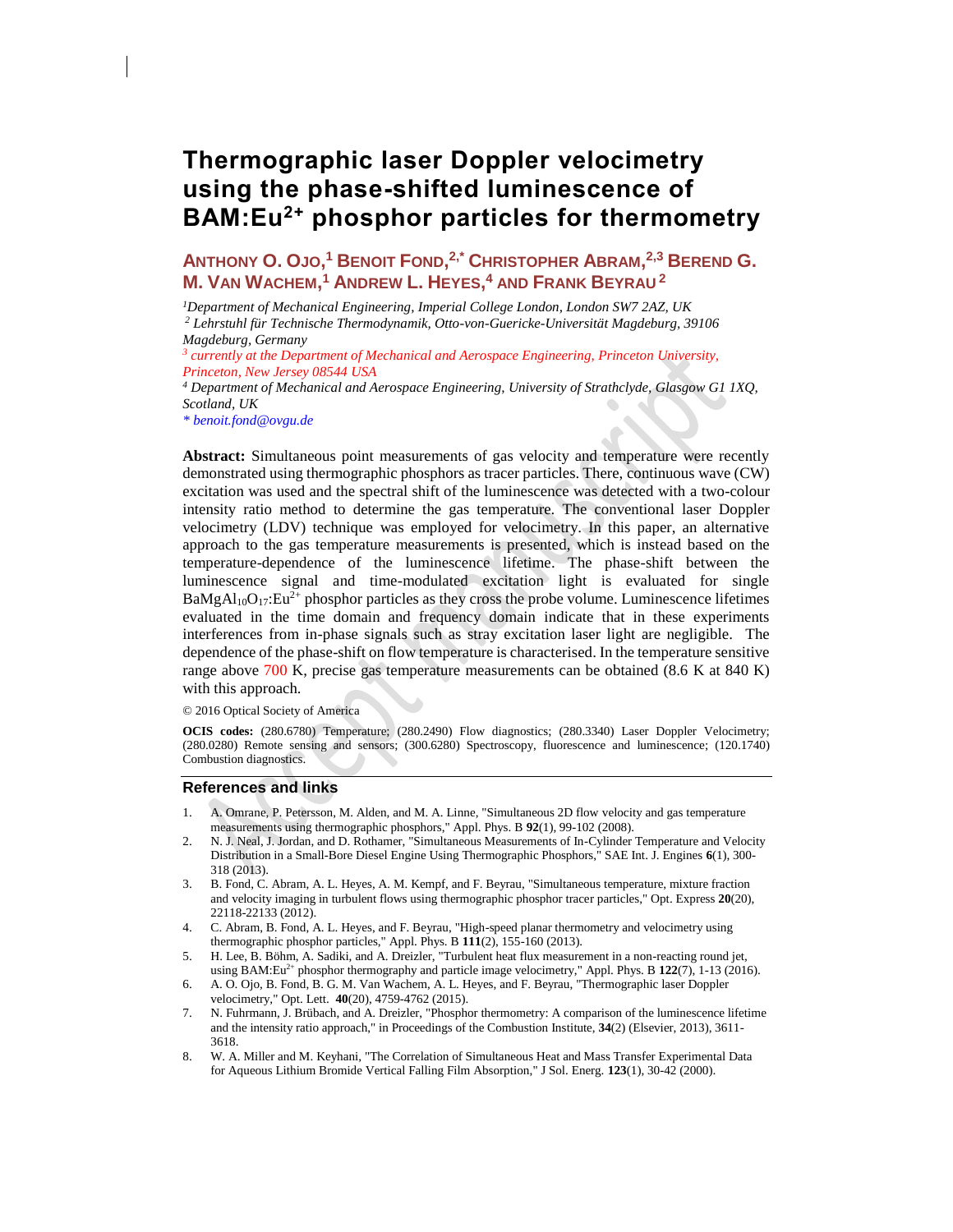# Thermographic laser Doppler velocimetry using the phase-shifted luminescence of BAM:Eu$^{2+}$ phosphor particles for thermometry

**Anthony O. Ojo,[1] Benoit Fond,[2,*] Christopher Abram,[2,3] Berend G. M. van Wachem,[1] Andrew L. Heyes,[4] and Frank Beyrau[2]**

[1] *Department of Mechanical Engineering, Imperial College London, London SW7 2AZ, UK*

[2] *Lehrstuhl für Technische Thermodynamik, Otto-von-Guericke-Universität Magdeburg, 39106 Magdeburg, Germany*

[3] *currently at the Department of Mechanical and Aerospace Engineering, Princeton University, Princeton, New Jersey 08544 USA*

[4] *Department of Mechanical and Aerospace Engineering, University of Strathclyde, Glasgow G1 1XQ, Scotland, UK*

*\* benoit.fond@ovgu.de*

**Abstract:** Simultaneous point measurements of gas velocity and temperature were recently demonstrated using thermographic phosphors as tracer particles. There, continuous wave (CW) excitation was used and the spectral shift of the luminescence was detected with a two-colour intensity ratio method to determine the gas temperature. The conventional laser Doppler velocimetry (LDV) technique was employed for velocimetry. In this paper, an alternative approach to the gas temperature measurements is presented, which is instead based on the temperature-dependence of the luminescence lifetime. The phase-shift between the luminescence signal and time-modulated excitation light is evaluated for single $BaMgAl_{10}O_{17}:Eu^{2+}$ phosphor particles as they cross the probe volume. Luminescence lifetimes evaluated in the time domain and frequency domain indicate that in these experiments interferences from in-phase signals such as stray excitation laser light are negligible. The dependence of the phase-shift on flow temperature is characterised. In the temperature sensitive range above 700 K, precise gas temperature measurements can be obtained (8.6 K at 840 K) with this approach.

© 2016 Optical Society of America

**OCIS codes:** (280.6780) Temperature; (280.2490) Flow diagnostics; (280.3340) Laser Doppler Velocimetry; (280.0280) Remote sensing and sensors; (300.6280) Spectroscopy, fluorescence and luminescence; (120.1740) Combustion diagnostics.

## References and links

1. A. Omrane, P. Petersson, M. Alden, and M. A. Linne, "Simultaneous 2D flow velocity and gas temperature measurements using thermographic phosphors," Appl. Phys. B **92**(1), 99-102 (2008).
2. N. J. Neal, J. Jordan, and D. Rothamer, "Simultaneous Measurements of In-Cylinder Temperature and Velocity Distribution in a Small-Bore Diesel Engine Using Thermographic Phosphors," SAE Int. J. Engines **6**(1), 300-318 (2013).
3. B. Fond, C. Abram, A. L. Heyes, A. M. Kempf, and F. Beyrau, "Simultaneous temperature, mixture fraction and velocity imaging in turbulent flows using thermographic phosphor tracer particles," Opt. Express **20**(20), 22118-22133 (2012).
4. C. Abram, B. Fond, A. L. Heyes, and F. Beyrau, "High-speed planar thermometry and velocimetry using thermographic phosphor particles," Appl. Phys. B **111**(2), 155-160 (2013).
5. H. Lee, B. Böhm, A. Sadiki, and A. Dreizler, "Turbulent heat flux measurement in a non-reacting round jet, using BAM:Eu$^{2+}$ phosphor thermography and particle image velocimetry," Appl. Phys. B **122**(7), 1-13 (2016).
6. A. O. Ojo, B. Fond, B. G. M. Van Wachem, A. L. Heyes, and F. Beyrau, "Thermographic laser Doppler velocimetry," Opt. Lett. **40**(20), 4759-4762 (2015).
7. N. Fuhrmann, J. Brübach, and A. Dreizler, "Phosphor thermometry: A comparison of the luminescence lifetime and the intensity ratio approach," in Proceedings of the Combustion Institute, **34**(2) (Elsevier, 2013), 3611-3618.
8. W. A. Miller and M. Keyhani, "The Correlation of Simultaneous Heat and Mass Transfer Experimental Data for Aqueous Lithium Bromide Vertical Falling Film Absorption," J Sol. Energ. **123**(1), 30-42 (2000).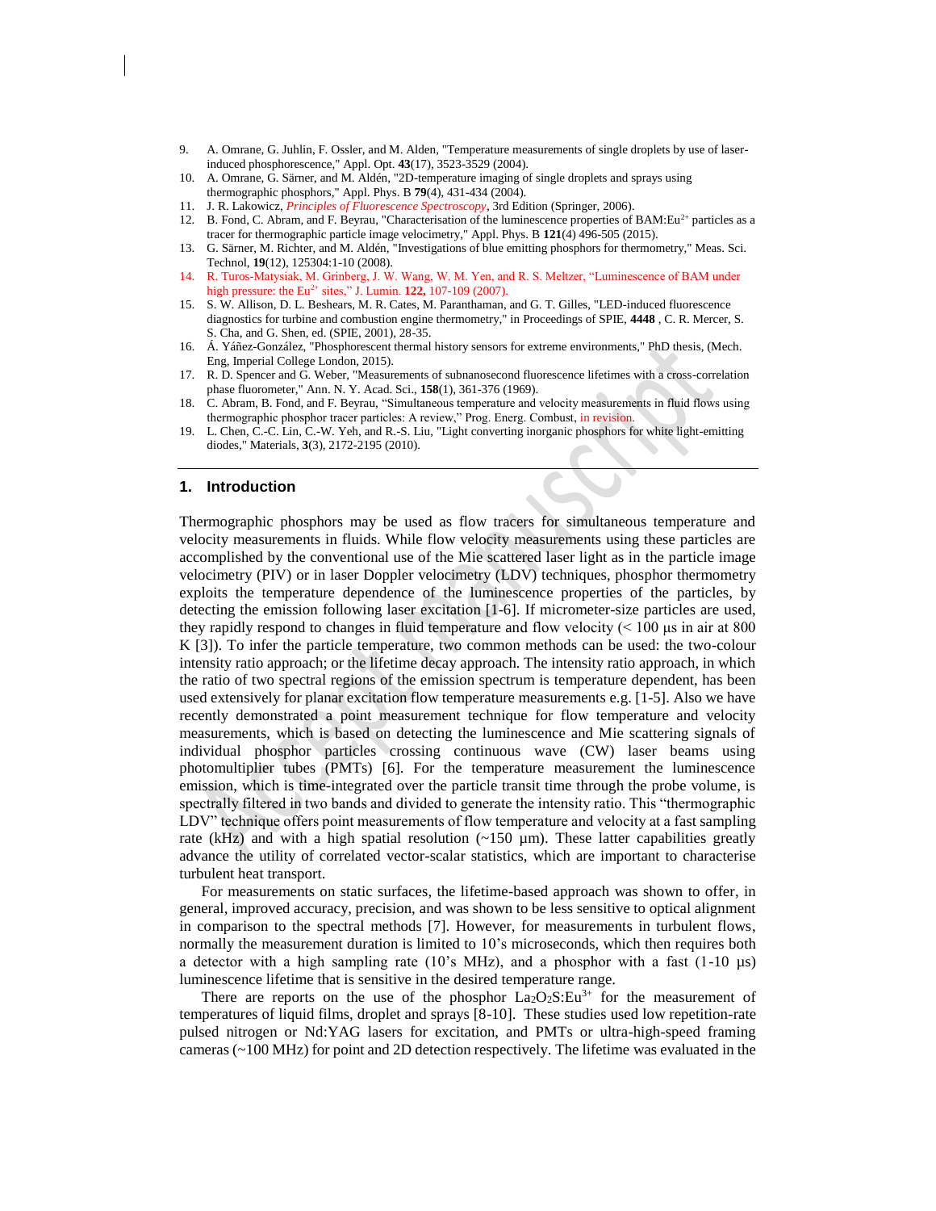9. A. Omrane, G. Juhlin, F. Ossler, and M. Alden, "Temperature measurements of single droplets by use of laser-induced phosphorescence," Appl. Opt. **43**(17), 3523-3529 (2004).
10. A. Omrane, G. Särner, and M. Aldén, "2D-temperature imaging of single droplets and sprays using thermographic phosphors," Appl. Phys. B **79**(4), 431-434 (2004).
11. J. R. Lakowicz, *Principles of Fluorescence Spectroscopy*, 3rd Edition (Springer, 2006).
12. B. Fond, C. Abram, and F. Beyrau, "Characterisation of the luminescence properties of BAM:$Eu^{2+}$ particles as a tracer for thermographic particle image velocimetry," Appl. Phys. B **121**(4) 496-505 (2015).
13. G. Särner, M. Richter, and M. Aldén, "Investigations of blue emitting phosphors for thermometry," Meas. Sci. Technol, **19**(12), 125304:1-10 (2008).
14. R. Turos-Matysiak, M. Grinberg, J. W. Wang, W. M. Yen, and R. S. Meltzer, "Luminescence of BAM under high pressure: the $Eu^{2+}$ sites," J. Lumin. **122,** 107-109 (2007).
15. S. W. Allison, D. L. Beshears, M. R. Cates, M. Paranthaman, and G. T. Gilles, "LED-induced fluorescence diagnostics for turbine and combustion engine thermometry," in Proceedings of SPIE, **4448** , C. R. Mercer, S. S. Cha, and G. Shen, ed. (SPIE, 2001), 28-35.
16. Á. Yáñez-González, "Phosphorescent thermal history sensors for extreme environments," PhD thesis, (Mech. Eng, Imperial College London, 2015).
17. R. D. Spencer and G. Weber, "Measurements of subnanosecond fluorescence lifetimes with a cross-correlation phase fluorometer," Ann. N. Y. Acad. Sci., **158**(1), 361-376 (1969).
18. C. Abram, B. Fond, and F. Beyrau, "Simultaneous temperature and velocity measurements in fluid flows using thermographic phosphor tracer particles: A review," Prog. Energ. Combust, in revision.
19. L. Chen, C.-C. Lin, C.-W. Yeh, and R.-S. Liu, "Light converting inorganic phosphors for white light-emitting diodes," Materials, **3**(3), 2172-2195 (2010).

---

## 1. Introduction

Thermographic phosphors may be used as flow tracers for simultaneous temperature and velocity measurements in fluids. While flow velocity measurements using these particles are accomplished by the conventional use of the Mie scattered laser light as in the particle image velocimetry (PIV) or in laser Doppler velocimetry (LDV) techniques, phosphor thermometry exploits the temperature dependence of the luminescence properties of the particles, by detecting the emission following laser excitation [1-6]. If micrometer-size particles are used, they rapidly respond to changes in fluid temperature and flow velocity (< 100 µs in air at 800 K [3]). To infer the particle temperature, two common methods can be used: the two-colour intensity ratio approach; or the lifetime decay approach. The intensity ratio approach, in which the ratio of two spectral regions of the emission spectrum is temperature dependent, has been used extensively for planar excitation flow temperature measurements e.g. [1-5]. Also we have recently demonstrated a point measurement technique for flow temperature and velocity measurements, which is based on detecting the luminescence and Mie scattering signals of individual phosphor particles crossing continuous wave (CW) laser beams using photomultiplier tubes (PMTs) [6]. For the temperature measurement the luminescence emission, which is time-integrated over the particle transit time through the probe volume, is spectrally filtered in two bands and divided to generate the intensity ratio. This "thermographic LDV" technique offers point measurements of flow temperature and velocity at a fast sampling rate (kHz) and with a high spatial resolution (~150 µm). These latter capabilities greatly advance the utility of correlated vector-scalar statistics, which are important to characterise turbulent heat transport.

For measurements on static surfaces, the lifetime-based approach was shown to offer, in general, improved accuracy, precision, and was shown to be less sensitive to optical alignment in comparison to the spectral methods [7]. However, for measurements in turbulent flows, normally the measurement duration is limited to 10's microseconds, which then requires both a detector with a high sampling rate (10's MHz), and a phosphor with a fast (1-10 µs) luminescence lifetime that is sensitive in the desired temperature range.

There are reports on the use of the phosphor $La_2O_2S$:$Eu^{3+}$ for the measurement of temperatures of liquid films, droplet and sprays [8-10]. These studies used low repetition-rate pulsed nitrogen or Nd:YAG lasers for excitation, and PMTs or ultra-high-speed framing cameras (~100 MHz) for point and 2D detection respectively. The lifetime was evaluated in the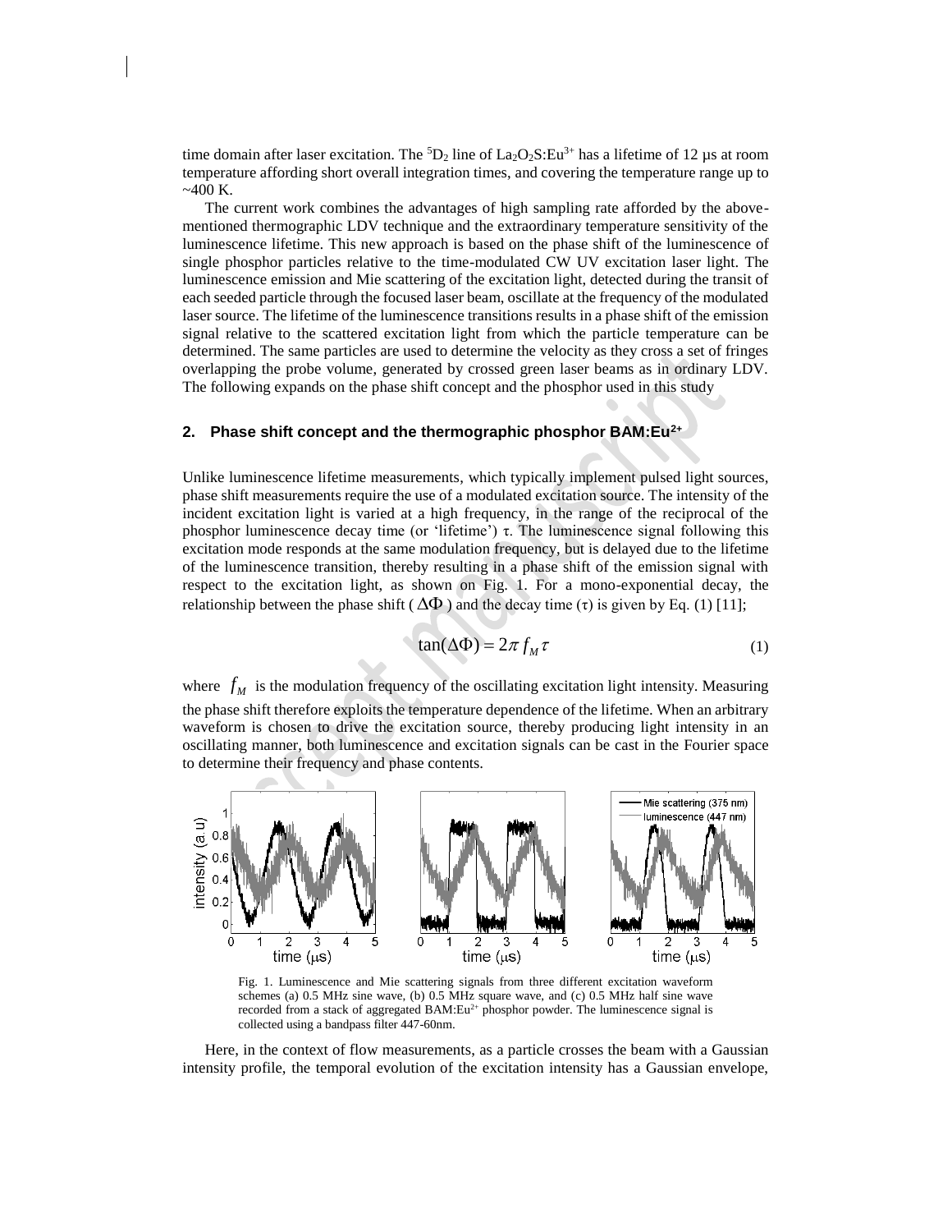time domain after laser excitation. The $^5D_2$ line of $La_2O_2S:Eu^{3+}$ has a lifetime of 12 μs at room temperature affording short overall integration times, and covering the temperature range up to ~400 K.

The current work combines the advantages of high sampling rate afforded by the above-mentioned thermographic LDV technique and the extraordinary temperature sensitivity of the luminescence lifetime. This new approach is based on the phase shift of the luminescence of single phosphor particles relative to the time-modulated CW UV excitation laser light. The luminescence emission and Mie scattering of the excitation light, detected during the transit of each seeded particle through the focused laser beam, oscillate at the frequency of the modulated laser source. The lifetime of the luminescence transitions results in a phase shift of the emission signal relative to the scattered excitation light from which the particle temperature can be determined. The same particles are used to determine the velocity as they cross a set of fringes overlapping the probe volume, generated by crossed green laser beams as in ordinary LDV. The following expands on the phase shift concept and the phosphor used in this study

## 2. Phase shift concept and the thermographic phosphor BAM:Eu$^{2+}$

Unlike luminescence lifetime measurements, which typically implement pulsed light sources, phase shift measurements require the use of a modulated excitation source. The intensity of the incident excitation light is varied at a high frequency, in the range of the reciprocal of the phosphor luminescence decay time (or 'lifetime') τ. The luminescence signal following this excitation mode responds at the same modulation frequency, but is delayed due to the lifetime of the luminescence transition, thereby resulting in a phase shift of the emission signal with respect to the excitation light, as shown on Fig. 1. For a mono-exponential decay, the relationship between the phase shift ( $\Delta\Phi$ ) and the decay time (τ) is given by Eq. (1) [11];

$$\tan(\Delta\Phi) = 2\pi f_M \tau \tag{1}$$

where $f_M$ is the modulation frequency of the oscillating excitation light intensity. Measuring the phase shift therefore exploits the temperature dependence of the lifetime. When an arbitrary waveform is chosen to drive the excitation source, thereby producing light intensity in an oscillating manner, both luminescence and excitation signals can be cast in the Fourier space to determine their frequency and phase contents.

Fig. 1. Luminescence and Mie scattering signals from three different excitation waveform schemes (a) 0.5 MHz sine wave, (b) 0.5 MHz square wave, and (c) 0.5 MHz half sine wave recorded from a stack of aggregated BAM:Eu$^{2+}$ phosphor powder. The luminescence signal is collected using a bandpass filter 447-60nm.

Here, in the context of flow measurements, as a particle crosses the beam with a Gaussian intensity profile, the temporal evolution of the excitation intensity has a Gaussian envelope,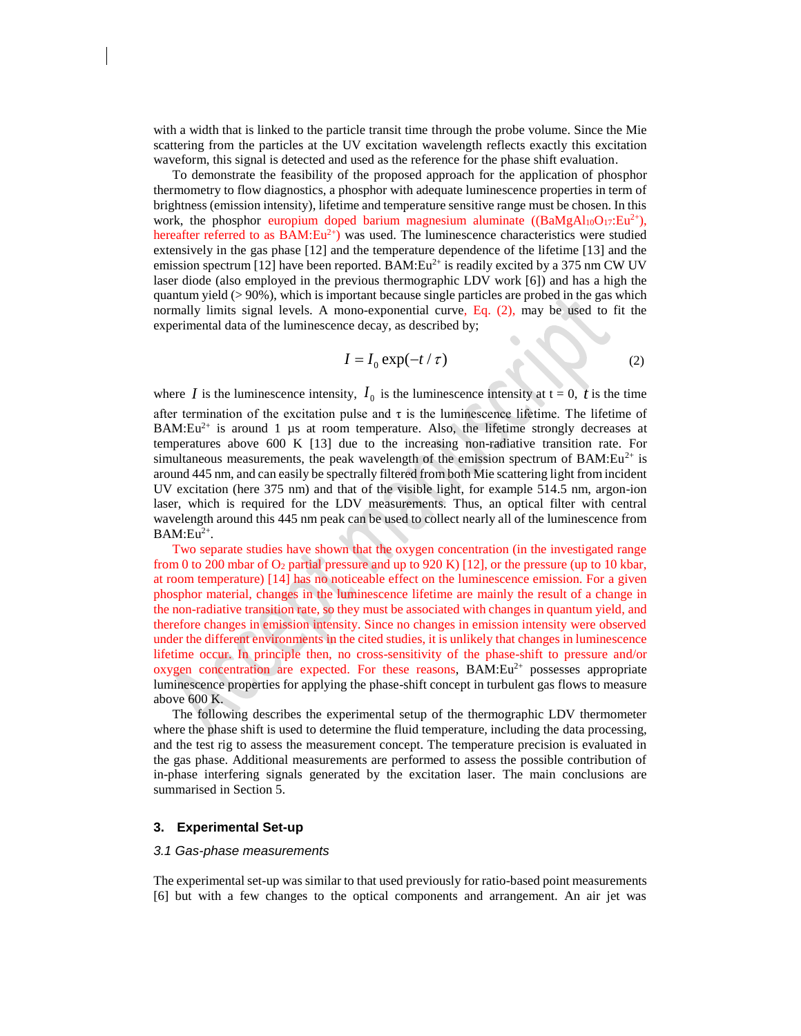with a width that is linked to the particle transit time through the probe volume. Since the Mie scattering from the particles at the UV excitation wavelength reflects exactly this excitation waveform, this signal is detected and used as the reference for the phase shift evaluation.

To demonstrate the feasibility of the proposed approach for the application of phosphor thermometry to flow diagnostics, a phosphor with adequate luminescence properties in term of brightness (emission intensity), lifetime and temperature sensitive range must be chosen. In this work, the phosphor europium doped barium magnesium aluminate (($BaMgAl_{10}O_{17}:Eu^{2+}$), hereafter referred to as $BAM:Eu^{2+}$) was used. The luminescence characteristics were studied extensively in the gas phase [12] and the temperature dependence of the lifetime [13] and the emission spectrum [12] have been reported. $BAM:Eu^{2+}$ is readily excited by a 375 nm CW UV laser diode (also employed in the previous thermographic LDV work [6]) and has a high the quantum yield (> 90%), which is important because single particles are probed in the gas which normally limits signal levels. A mono-exponential curve, Eq. (2), may be used to fit the experimental data of the luminescence decay, as described by;

$$I = I_0 \exp(-t/\tau) \tag{2}$$

where $I$ is the luminescence intensity, $I_0$ is the luminescence intensity at t = 0, $t$ is the time after termination of the excitation pulse and τ is the luminescence lifetime. The lifetime of $BAM:Eu^{2+}$ is around 1 µs at room temperature. Also, the lifetime strongly decreases at temperatures above 600 K [13] due to the increasing non-radiative transition rate. For simultaneous measurements, the peak wavelength of the emission spectrum of $BAM:Eu^{2+}$ is around 445 nm, and can easily be spectrally filtered from both Mie scattering light from incident UV excitation (here 375 nm) and that of the visible light, for example 514.5 nm, argon-ion laser, which is required for the LDV measurements. Thus, an optical filter with central wavelength around this 445 nm peak can be used to collect nearly all of the luminescence from $BAM:Eu^{2+}$.

Two separate studies have shown that the oxygen concentration (in the investigated range from 0 to 200 mbar of $O_2$ partial pressure and up to 920 K) [12], or the pressure (up to 10 kbar, at room temperature) [14] has no noticeable effect on the luminescence emission. For a given phosphor material, changes in the luminescence lifetime are mainly the result of a change in the non-radiative transition rate, so they must be associated with changes in quantum yield, and therefore changes in emission intensity. Since no changes in emission intensity were observed under the different environments in the cited studies, it is unlikely that changes in luminescence lifetime occur. In principle then, no cross-sensitivity of the phase-shift to pressure and/or oxygen concentration are expected. For these reasons, $BAM:Eu^{2+}$ possesses appropriate luminescence properties for applying the phase-shift concept in turbulent gas flows to measure above 600 K.

The following describes the experimental setup of the thermographic LDV thermometer where the phase shift is used to determine the fluid temperature, including the data processing, and the test rig to assess the measurement concept. The temperature precision is evaluated in the gas phase. Additional measurements are performed to assess the possible contribution of in-phase interfering signals generated by the excitation laser. The main conclusions are summarised in Section 5.

## 3. Experimental Set-up

### *3.1 Gas-phase measurements*

The experimental set-up was similar to that used previously for ratio-based point measurements [6] but with a few changes to the optical components and arrangement. An air jet was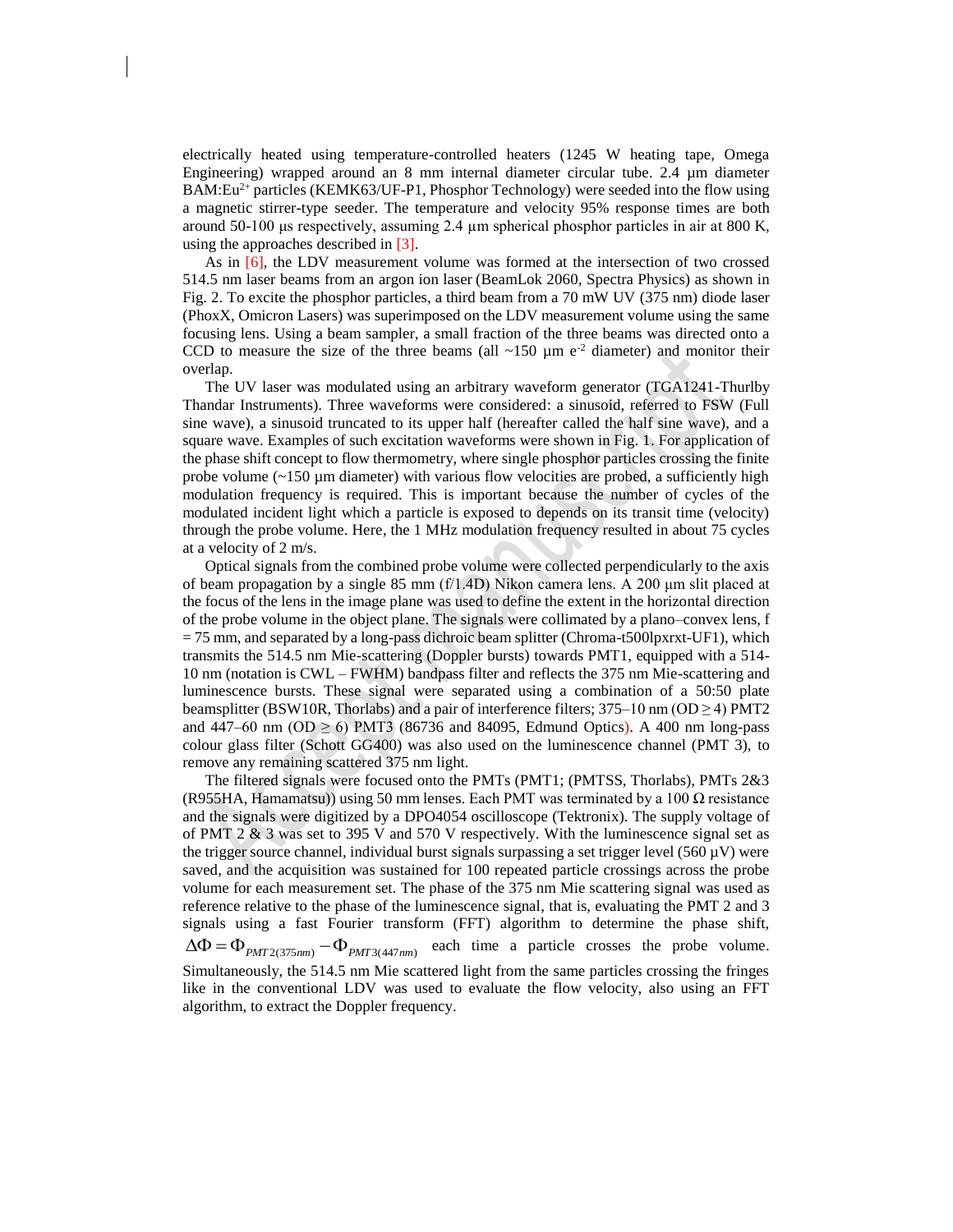electrically heated using temperature-controlled heaters (1245 W heating tape, Omega Engineering) wrapped around an 8 mm internal diameter circular tube. 2.4 µm diameter BAM:$Eu^{2+}$ particles (KEMK63/UF-P1, Phosphor Technology) were seeded into the flow using a magnetic stirrer-type seeder. The temperature and velocity 95% response times are both around 50-100 µs respectively, assuming 2.4 µm spherical phosphor particles in air at 800 K, using the approaches described in [3].

As in [6], the LDV measurement volume was formed at the intersection of two crossed 514.5 nm laser beams from an argon ion laser (BeamLok 2060, Spectra Physics) as shown in Fig. 2. To excite the phosphor particles, a third beam from a 70 mW UV (375 nm) diode laser (PhoxX, Omicron Lasers) was superimposed on the LDV measurement volume using the same focusing lens. Using a beam sampler, a small fraction of the three beams was directed onto a CCD to measure the size of the three beams (all ~150 µm $e^{-2}$ diameter) and monitor their overlap.

The UV laser was modulated using an arbitrary waveform generator (TGA1241-Thurlby Thandar Instruments). Three waveforms were considered: a sinusoid, referred to FSW (Full sine wave), a sinusoid truncated to its upper half (hereafter called the half sine wave), and a square wave. Examples of such excitation waveforms were shown in Fig. 1. For application of the phase shift concept to flow thermometry, where single phosphor particles crossing the finite probe volume (~150 µm diameter) with various flow velocities are probed, a sufficiently high modulation frequency is required. This is important because the number of cycles of the modulated incident light which a particle is exposed to depends on its transit time (velocity) through the probe volume. Here, the 1 MHz modulation frequency resulted in about 75 cycles at a velocity of 2 m/s.

Optical signals from the combined probe volume were collected perpendicularly to the axis of beam propagation by a single 85 mm (f/1.4D) Nikon camera lens. A 200 µm slit placed at the focus of the lens in the image plane was used to define the extent in the horizontal direction of the probe volume in the object plane. The signals were collimated by a plano–convex lens, f = 75 mm, and separated by a long-pass dichroic beam splitter (Chroma-t500lpxrxt-UF1), which transmits the 514.5 nm Mie-scattering (Doppler bursts) towards PMT1, equipped with a 514-10 nm (notation is CWL – FWHM) bandpass filter and reflects the 375 nm Mie-scattering and luminescence bursts. These signal were separated using a combination of a 50:50 plate beamsplitter (BSW10R, Thorlabs) and a pair of interference filters; 375–10 nm (OD ≥ 4) PMT2 and 447–60 nm (OD ≥ 6) PMT3 (86736 and 84095, Edmund Optics). A 400 nm long-pass colour glass filter (Schott GG400) was also used on the luminescence channel (PMT 3), to remove any remaining scattered 375 nm light.

The filtered signals were focused onto the PMTs (PMT1; (PMTSS, Thorlabs), PMTs 2&3 (R955HA, Hamamatsu)) using 50 mm lenses. Each PMT was terminated by a 100 Ω resistance and the signals were digitized by a DPO4054 oscilloscope (Tektronix). The supply voltage of of PMT 2 & 3 was set to 395 V and 570 V respectively. With the luminescence signal set as the trigger source channel, individual burst signals surpassing a set trigger level (560 µV) were saved, and the acquisition was sustained for 100 repeated particle crossings across the probe volume for each measurement set. The phase of the 375 nm Mie scattering signal was used as reference relative to the phase of the luminescence signal, that is, evaluating the PMT 2 and 3 signals using a fast Fourier transform (FFT) algorithm to determine the phase shift, $\Delta\Phi = \Phi_{PMT2(375nm)} - \Phi_{PMT3(447nm)}$ each time a particle crosses the probe volume. Simultaneously, the 514.5 nm Mie scattered light from the same particles crossing the fringes like in the conventional LDV was used to evaluate the flow velocity, also using an FFT algorithm, to extract the Doppler frequency.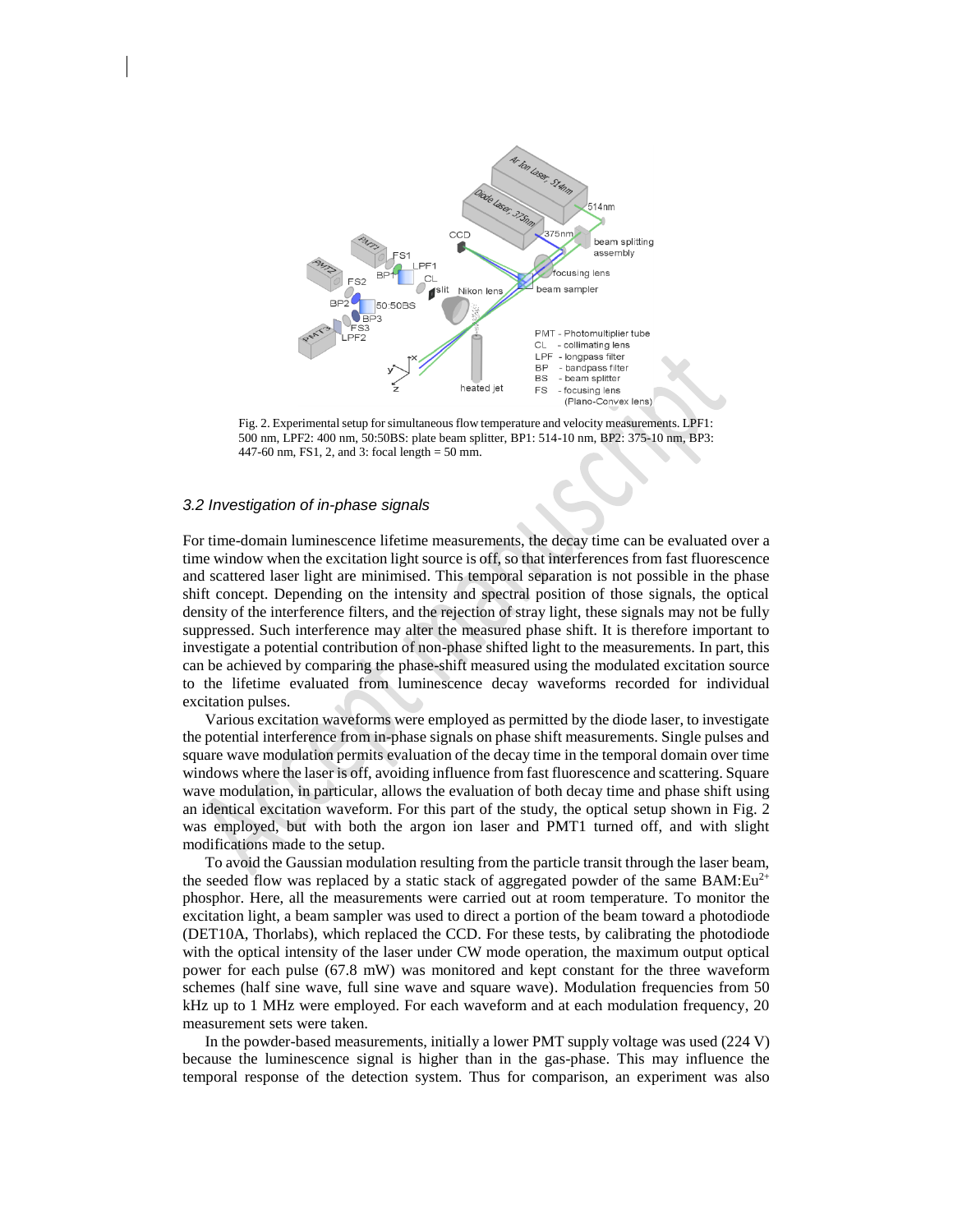Fig. 2. Experimental setup for simultaneous flow temperature and velocity measurements. LPF1: 500 nm, LPF2: 400 nm, 50:50BS: plate beam splitter, BP1: 514-10 nm, BP2: 375-10 nm, BP3: 447-60 nm, FS1, 2, and 3: focal length = 50 mm.

### *3.2 Investigation of in-phase signals*

For time-domain luminescence lifetime measurements, the decay time can be evaluated over a time window when the excitation light source is off, so that interferences from fast fluorescence and scattered laser light are minimised. This temporal separation is not possible in the phase shift concept. Depending on the intensity and spectral position of those signals, the optical density of the interference filters, and the rejection of stray light, these signals may not be fully suppressed. Such interference may alter the measured phase shift. It is therefore important to investigate a potential contribution of non-phase shifted light to the measurements. In part, this can be achieved by comparing the phase-shift measured using the modulated excitation source to the lifetime evaluated from luminescence decay waveforms recorded for individual excitation pulses.

Various excitation waveforms were employed as permitted by the diode laser, to investigate the potential interference from in-phase signals on phase shift measurements. Single pulses and square wave modulation permits evaluation of the decay time in the temporal domain over time windows where the laser is off, avoiding influence from fast fluorescence and scattering. Square wave modulation, in particular, allows the evaluation of both decay time and phase shift using an identical excitation waveform. For this part of the study, the optical setup shown in Fig. 2 was employed, but with both the argon ion laser and PMT1 turned off, and with slight modifications made to the setup.

To avoid the Gaussian modulation resulting from the particle transit through the laser beam, the seeded flow was replaced by a static stack of aggregated powder of the same BAM:$Eu^{2+}$ phosphor. Here, all the measurements were carried out at room temperature. To monitor the excitation light, a beam sampler was used to direct a portion of the beam toward a photodiode (DET10A, Thorlabs), which replaced the CCD. For these tests, by calibrating the photodiode with the optical intensity of the laser under CW mode operation, the maximum output optical power for each pulse (67.8 mW) was monitored and kept constant for the three waveform schemes (half sine wave, full sine wave and square wave). Modulation frequencies from 50 kHz up to 1 MHz were employed. For each waveform and at each modulation frequency, 20 measurement sets were taken.

In the powder-based measurements, initially a lower PMT supply voltage was used (224 V) because the luminescence signal is higher than in the gas-phase. This may influence the temporal response of the detection system. Thus for comparison, an experiment was also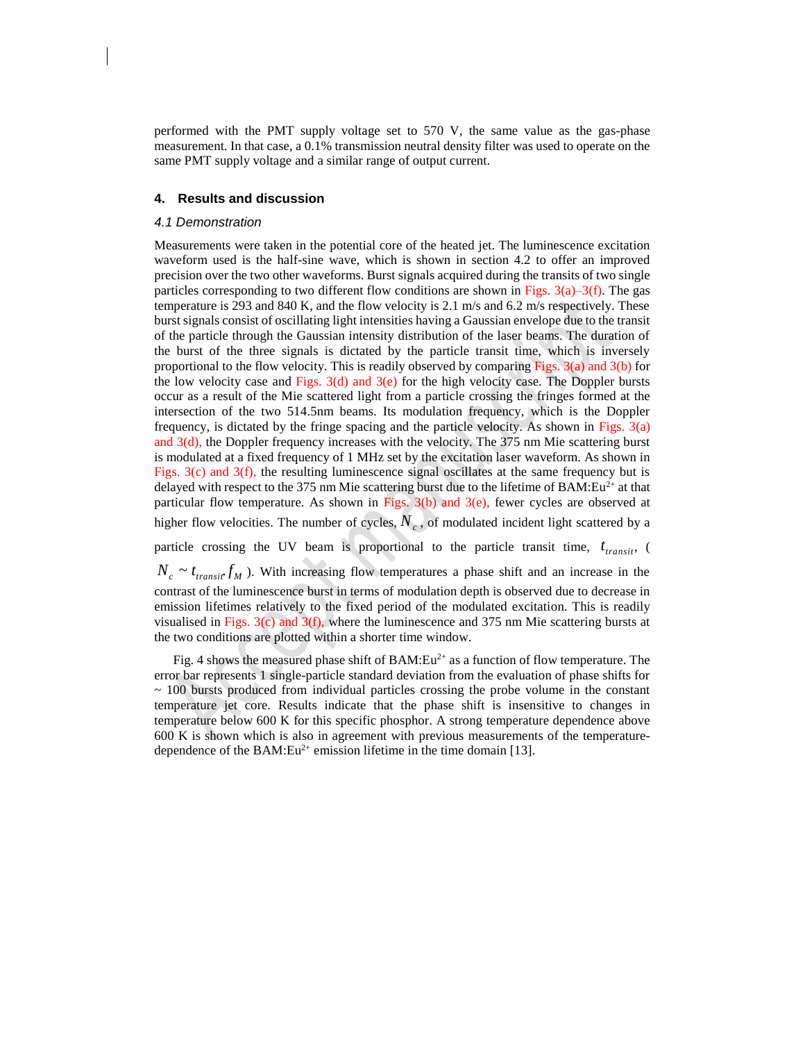performed with the PMT supply voltage set to 570 V, the same value as the gas-phase measurement. In that case, a 0.1% transmission neutral density filter was used to operate on the same PMT supply voltage and a similar range of output current.

## 4. Results and discussion

### *4.1 Demonstration*

Measurements were taken in the potential core of the heated jet. The luminescence excitation waveform used is the half-sine wave, which is shown in section 4.2 to offer an improved precision over the two other waveforms. Burst signals acquired during the transits of two single particles corresponding to two different flow conditions are shown in Figs. 3(a)–3(f). The gas temperature is 293 and 840 K, and the flow velocity is 2.1 m/s and 6.2 m/s respectively. These burst signals consist of oscillating light intensities having a Gaussian envelope due to the transit of the particle through the Gaussian intensity distribution of the laser beams. The duration of the burst of the three signals is dictated by the particle transit time, which is inversely proportional to the flow velocity. This is readily observed by comparing Figs. 3(a) and 3(b) for the low velocity case and Figs. 3(d) and 3(e) for the high velocity case. The Doppler bursts occur as a result of the Mie scattered light from a particle crossing the fringes formed at the intersection of the two 514.5nm beams. Its modulation frequency, which is the Doppler frequency, is dictated by the fringe spacing and the particle velocity. As shown in Figs. 3(a) and 3(d), the Doppler frequency increases with the velocity. The 375 nm Mie scattering burst is modulated at a fixed frequency of 1 MHz set by the excitation laser waveform. As shown in Figs. 3(c) and 3(f), the resulting luminescence signal oscillates at the same frequency but is delayed with respect to the 375 nm Mie scattering burst due to the lifetime of BAM:$Eu^{2+}$ at that particular flow temperature. As shown in Figs. 3(b) and 3(e), fewer cycles are observed at higher flow velocities. The number of cycles, $N_c$, of modulated incident light scattered by a particle crossing the UV beam is proportional to the particle transit time, $t_{transit}$, ($N_c \sim t_{transit} f_M$). With increasing flow temperatures a phase shift and an increase in the contrast of the luminescence burst in terms of modulation depth is observed due to decrease in emission lifetimes relatively to the fixed period of the modulated excitation. This is readily visualised in Figs. 3(c) and 3(f), where the luminescence and 375 nm Mie scattering bursts at the two conditions are plotted within a shorter time window.

Fig. 4 shows the measured phase shift of BAM:$Eu^{2+}$ as a function of flow temperature. The error bar represents 1 single-particle standard deviation from the evaluation of phase shifts for ~ 100 bursts produced from individual particles crossing the probe volume in the constant temperature jet core. Results indicate that the phase shift is insensitive to changes in temperature below 600 K for this specific phosphor. A strong temperature dependence above 600 K is shown which is also in agreement with previous measurements of the temperature-dependence of the BAM:$Eu^{2+}$ emission lifetime in the time domain [13].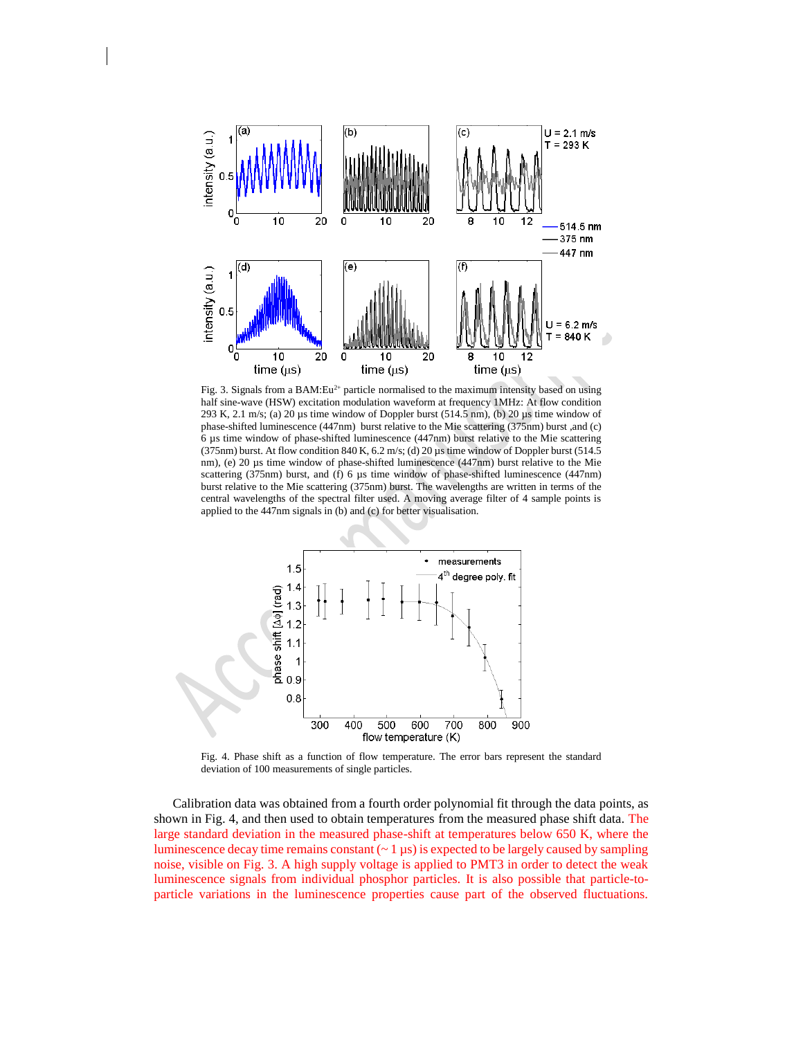Fig. 3. Signals from a BAM:$Eu^{2+}$ particle normalised to the maximum intensity based on using half sine-wave (HSW) excitation modulation waveform at frequency 1MHz: At flow condition 293 K, 2.1 m/s; (a) 20 µs time window of Doppler burst (514.5 nm), (b) 20 µs time window of phase-shifted luminescence (447nm) burst relative to the Mie scattering (375nm) burst ,and (c) 6 µs time window of phase-shifted luminescence (447nm) burst relative to the Mie scattering (375nm) burst. At flow condition 840 K, 6.2 m/s; (d) 20 µs time window of Doppler burst (514.5 nm), (e) 20 µs time window of phase-shifted luminescence (447nm) burst relative to the Mie scattering (375nm) burst, and (f) 6 µs time window of phase-shifted luminescence (447nm) burst relative to the Mie scattering (375nm) burst. The wavelengths are written in terms of the central wavelengths of the spectral filter used. A moving average filter of 4 sample points is applied to the 447nm signals in (b) and (c) for better visualisation.

Fig. 4. Phase shift as a function of flow temperature. The error bars represent the standard deviation of 100 measurements of single particles.

Calibration data was obtained from a fourth order polynomial fit through the data points, as shown in Fig. 4, and then used to obtain temperatures from the measured phase shift data. The large standard deviation in the measured phase-shift at temperatures below 650 K, where the luminescence decay time remains constant (~ 1 µs) is expected to be largely caused by sampling noise, visible on Fig. 3. A high supply voltage is applied to PMT3 in order to detect the weak luminescence signals from individual phosphor particles. It is also possible that particle-to-particle variations in the luminescence properties cause part of the observed fluctuations.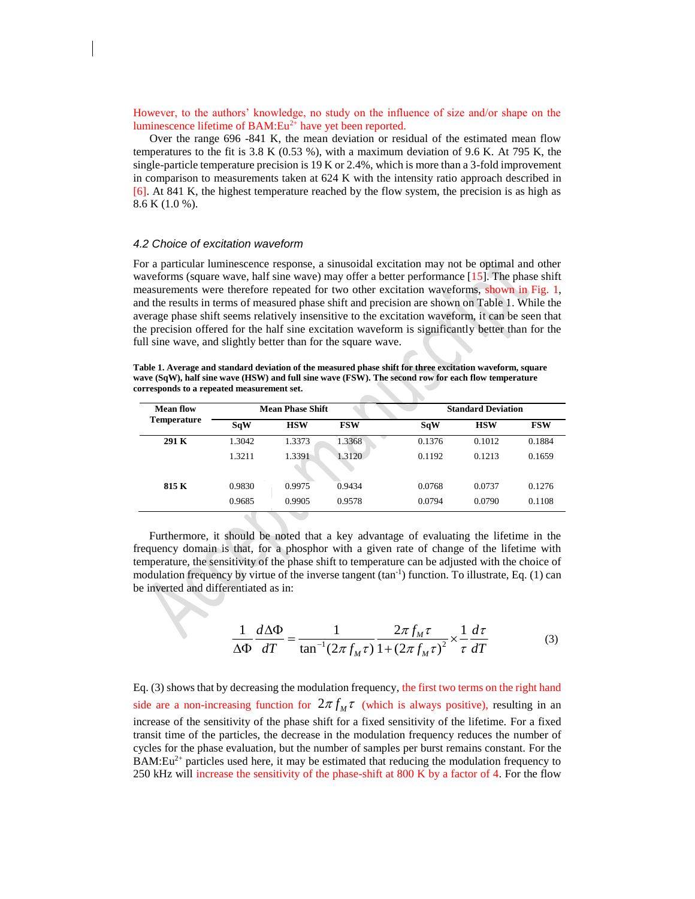However, to the authors' knowledge, no study on the influence of size and/or shape on the luminescence lifetime of BAM:$Eu^{2+}$ have yet been reported.

Over the range 696 -841 K, the mean deviation or residual of the estimated mean flow temperatures to the fit is 3.8 K (0.53 %), with a maximum deviation of 9.6 K. At 795 K, the single-particle temperature precision is 19 K or 2.4%, which is more than a 3-fold improvement in comparison to measurements taken at 624 K with the intensity ratio approach described in [6]. At 841 K, the highest temperature reached by the flow system, the precision is as high as 8.6 K (1.0 %).

### 4.2 Choice of excitation waveform

For a particular luminescence response, a sinusoidal excitation may not be optimal and other waveforms (square wave, half sine wave) may offer a better performance [15]. The phase shift measurements were therefore repeated for two other excitation waveforms, shown in Fig. 1, and the results in terms of measured phase shift and precision are shown on Table 1. While the average phase shift seems relatively insensitive to the excitation waveform, it can be seen that the precision offered for the half sine excitation waveform is significantly better than for the full sine wave, and slightly better than for the square wave.

**Table 1. Average and standard deviation of the measured phase shift for three excitation waveform, square wave (SqW), half sine wave (HSW) and full sine wave (FSW). The second row for each flow temperature corresponds to a repeated measurement set.**

| Mean flow Temperature | Mean Phase Shift | | | Standard Deviation | | |
|---|---|---|---|---|---|---|
| | SqW | HSW | FSW | SqW | HSW | FSW |
| 291 K | 1.3042 | 1.3373 | 1.3368 | 0.1376 | 0.1012 | 0.1884 |
| | 1.3211 | 1.3391 | 1.3120 | 0.1192 | 0.1213 | 0.1659 |
| 815 K | 0.9830 | 0.9975 | 0.9434 | 0.0768 | 0.0737 | 0.1276 |
| | 0.9685 | 0.9905 | 0.9578 | 0.0794 | 0.0790 | 0.1108 |

Furthermore, it should be noted that a key advantage of evaluating the lifetime in the frequency domain is that, for a phosphor with a given rate of change of the lifetime with temperature, the sensitivity of the phase shift to temperature can be adjusted with the choice of modulation frequency by virtue of the inverse tangent ($\tan^{-1}$) function. To illustrate, Eq. (1) can be inverted and differentiated as in:

$$\frac{1}{\Delta\Phi}\frac{d\Delta\Phi}{dT} = \frac{1}{\tan^{-1}(2\pi f_M \tau)}\frac{2\pi f_M \tau}{1+(2\pi f_M \tau)^2} \times \frac{1}{\tau}\frac{d\tau}{dT} \quad (3)$$

Eq. (3) shows that by decreasing the modulation frequency, the first two terms on the right hand side are a non-increasing function for $2\pi f_M \tau$ (which is always positive), resulting in an increase of the sensitivity of the phase shift for a fixed sensitivity of the lifetime. For a fixed transit time of the particles, the decrease in the modulation frequency reduces the number of cycles for the phase evaluation, but the number of samples per burst remains constant. For the BAM:$Eu^{2+}$ particles used here, it may be estimated that reducing the modulation frequency to 250 kHz will increase the sensitivity of the phase-shift at 800 K by a factor of 4. For the flow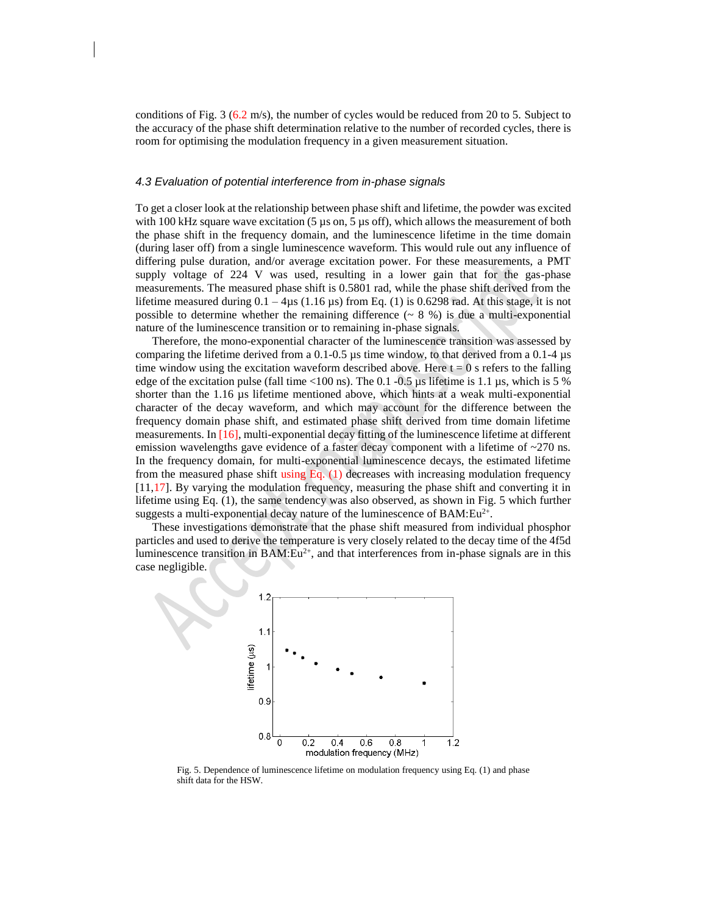conditions of Fig. 3 (6.2 m/s), the number of cycles would be reduced from 20 to 5. Subject to the accuracy of the phase shift determination relative to the number of recorded cycles, there is room for optimising the modulation frequency in a given measurement situation.

### *4.3 Evaluation of potential interference from in-phase signals*

To get a closer look at the relationship between phase shift and lifetime, the powder was excited with 100 kHz square wave excitation (5 µs on, 5 µs off), which allows the measurement of both the phase shift in the frequency domain, and the luminescence lifetime in the time domain (during laser off) from a single luminescence waveform. This would rule out any influence of differing pulse duration, and/or average excitation power. For these measurements, a PMT supply voltage of 224 V was used, resulting in a lower gain that for the gas-phase measurements. The measured phase shift is 0.5801 rad, while the phase shift derived from the lifetime measured during 0.1 – 4µs (1.16 µs) from Eq. (1) is 0.6298 rad. At this stage, it is not possible to determine whether the remaining difference (~ 8 %) is due a multi-exponential nature of the luminescence transition or to remaining in-phase signals.

Therefore, the mono-exponential character of the luminescence transition was assessed by comparing the lifetime derived from a 0.1-0.5 µs time window, to that derived from a 0.1-4 µs time window using the excitation waveform described above. Here t = 0 s refers to the falling edge of the excitation pulse (fall time <100 ns). The 0.1 -0.5 µs lifetime is 1.1 µs, which is 5 % shorter than the 1.16 µs lifetime mentioned above, which hints at a weak multi-exponential character of the decay waveform, and which may account for the difference between the frequency domain phase shift, and estimated phase shift derived from time domain lifetime measurements. In [16], multi-exponential decay fitting of the luminescence lifetime at different emission wavelengths gave evidence of a faster decay component with a lifetime of ~270 ns. In the frequency domain, for multi-exponential luminescence decays, the estimated lifetime from the measured phase shift using Eq. (1) decreases with increasing modulation frequency [11,17]. By varying the modulation frequency, measuring the phase shift and converting it in lifetime using Eq. (1), the same tendency was also observed, as shown in Fig. 5 which further suggests a multi-exponential decay nature of the luminescence of BAM:$Eu^{2+}$.

These investigations demonstrate that the phase shift measured from individual phosphor particles and used to derive the temperature is very closely related to the decay time of the 4f5d luminescence transition in BAM:$Eu^{2+}$, and that interferences from in-phase signals are in this case negligible.

Fig. 5. Dependence of luminescence lifetime on modulation frequency using Eq. (1) and phase shift data for the HSW.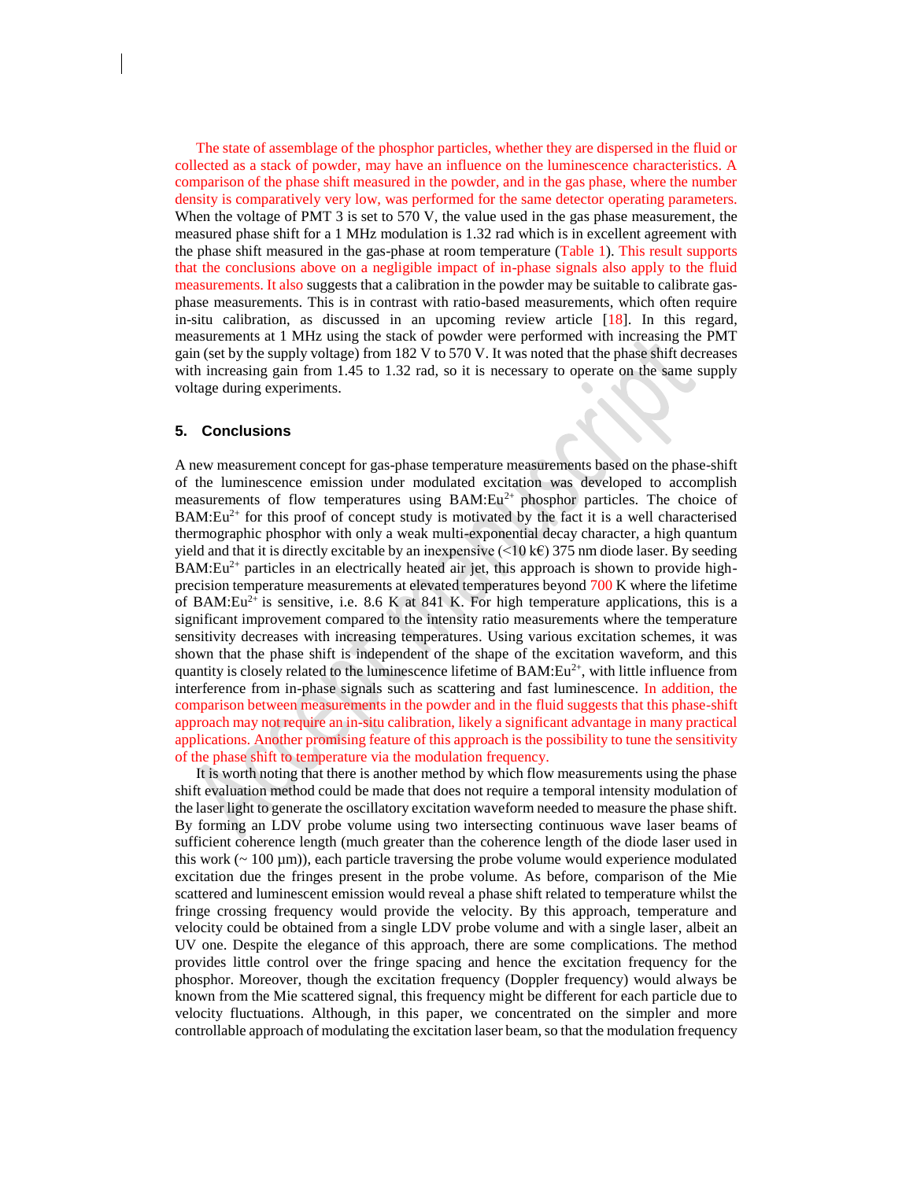The state of assemblage of the phosphor particles, whether they are dispersed in the fluid or collected as a stack of powder, may have an influence on the luminescence characteristics. A comparison of the phase shift measured in the powder, and in the gas phase, where the number density is comparatively very low, was performed for the same detector operating parameters. When the voltage of PMT 3 is set to 570 V, the value used in the gas phase measurement, the measured phase shift for a 1 MHz modulation is 1.32 rad which is in excellent agreement with the phase shift measured in the gas-phase at room temperature (Table 1). This result supports that the conclusions above on a negligible impact of in-phase signals also apply to the fluid measurements. It also suggests that a calibration in the powder may be suitable to calibrate gas-phase measurements. This is in contrast with ratio-based measurements, which often require in-situ calibration, as discussed in an upcoming review article [18]. In this regard, measurements at 1 MHz using the stack of powder were performed with increasing the PMT gain (set by the supply voltage) from 182 V to 570 V. It was noted that the phase shift decreases with increasing gain from 1.45 to 1.32 rad, so it is necessary to operate on the same supply voltage during experiments.

## 5. Conclusions

A new measurement concept for gas-phase temperature measurements based on the phase-shift of the luminescence emission under modulated excitation was developed to accomplish measurements of flow temperatures using BAM:$Eu^{2+}$ phosphor particles. The choice of BAM:$Eu^{2+}$ for this proof of concept study is motivated by the fact it is a well characterised thermographic phosphor with only a weak multi-exponential decay character, a high quantum yield and that it is directly excitable by an inexpensive (<10 k€) 375 nm diode laser. By seeding BAM:$Eu^{2+}$ particles in an electrically heated air jet, this approach is shown to provide high-precision temperature measurements at elevated temperatures beyond 700 K where the lifetime of BAM:$Eu^{2+}$ is sensitive, i.e. 8.6 K at 841 K. For high temperature applications, this is a significant improvement compared to the intensity ratio measurements where the temperature sensitivity decreases with increasing temperatures. Using various excitation schemes, it was shown that the phase shift is independent of the shape of the excitation waveform, and this quantity is closely related to the luminescence lifetime of BAM:$Eu^{2+}$, with little influence from interference from in-phase signals such as scattering and fast luminescence. In addition, the comparison between measurements in the powder and in the fluid suggests that this phase-shift approach may not require an in-situ calibration, likely a significant advantage in many practical applications. Another promising feature of this approach is the possibility to tune the sensitivity of the phase shift to temperature via the modulation frequency.

It is worth noting that there is another method by which flow measurements using the phase shift evaluation method could be made that does not require a temporal intensity modulation of the laser light to generate the oscillatory excitation waveform needed to measure the phase shift. By forming an LDV probe volume using two intersecting continuous wave laser beams of sufficient coherence length (much greater than the coherence length of the diode laser used in this work (~ 100 µm)), each particle traversing the probe volume would experience modulated excitation due the fringes present in the probe volume. As before, comparison of the Mie scattered and luminescent emission would reveal a phase shift related to temperature whilst the fringe crossing frequency would provide the velocity. By this approach, temperature and velocity could be obtained from a single LDV probe volume and with a single laser, albeit an UV one. Despite the elegance of this approach, there are some complications. The method provides little control over the fringe spacing and hence the excitation frequency for the phosphor. Moreover, though the excitation frequency (Doppler frequency) would always be known from the Mie scattered signal, this frequency might be different for each particle due to velocity fluctuations. Although, in this paper, we concentrated on the simpler and more controllable approach of modulating the excitation laser beam, so that the modulation frequency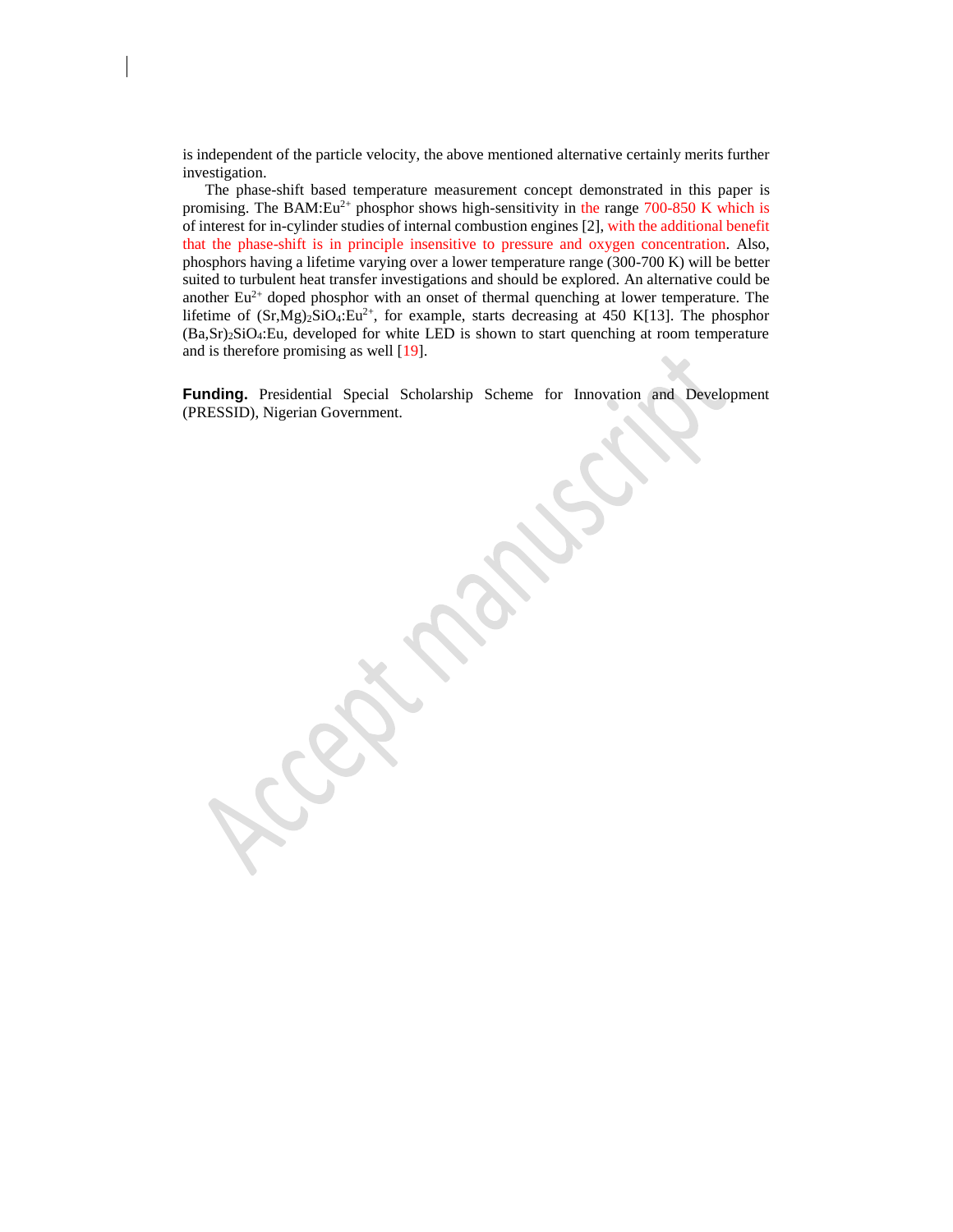is independent of the particle velocity, the above mentioned alternative certainly merits further investigation.

The phase-shift based temperature measurement concept demonstrated in this paper is promising. The BAM:$Eu^{2+}$ phosphor shows high-sensitivity in the range 700-850 K which is of interest for in-cylinder studies of internal combustion engines [2], with the additional benefit that the phase-shift is in principle insensitive to pressure and oxygen concentration. Also, phosphors having a lifetime varying over a lower temperature range (300-700 K) will be better suited to turbulent heat transfer investigations and should be explored. An alternative could be another $Eu^{2+}$ doped phosphor with an onset of thermal quenching at lower temperature. The lifetime of $(Sr,Mg)_2SiO_4$:$Eu^{2+}$, for example, starts decreasing at 450 K[13]. The phosphor $(Ba,Sr)_2SiO_4$:Eu, developed for white LED is shown to start quenching at room temperature and is therefore promising as well [19].

**Funding.** Presidential Special Scholarship Scheme for Innovation and Development (PRESSID), Nigerian Government.